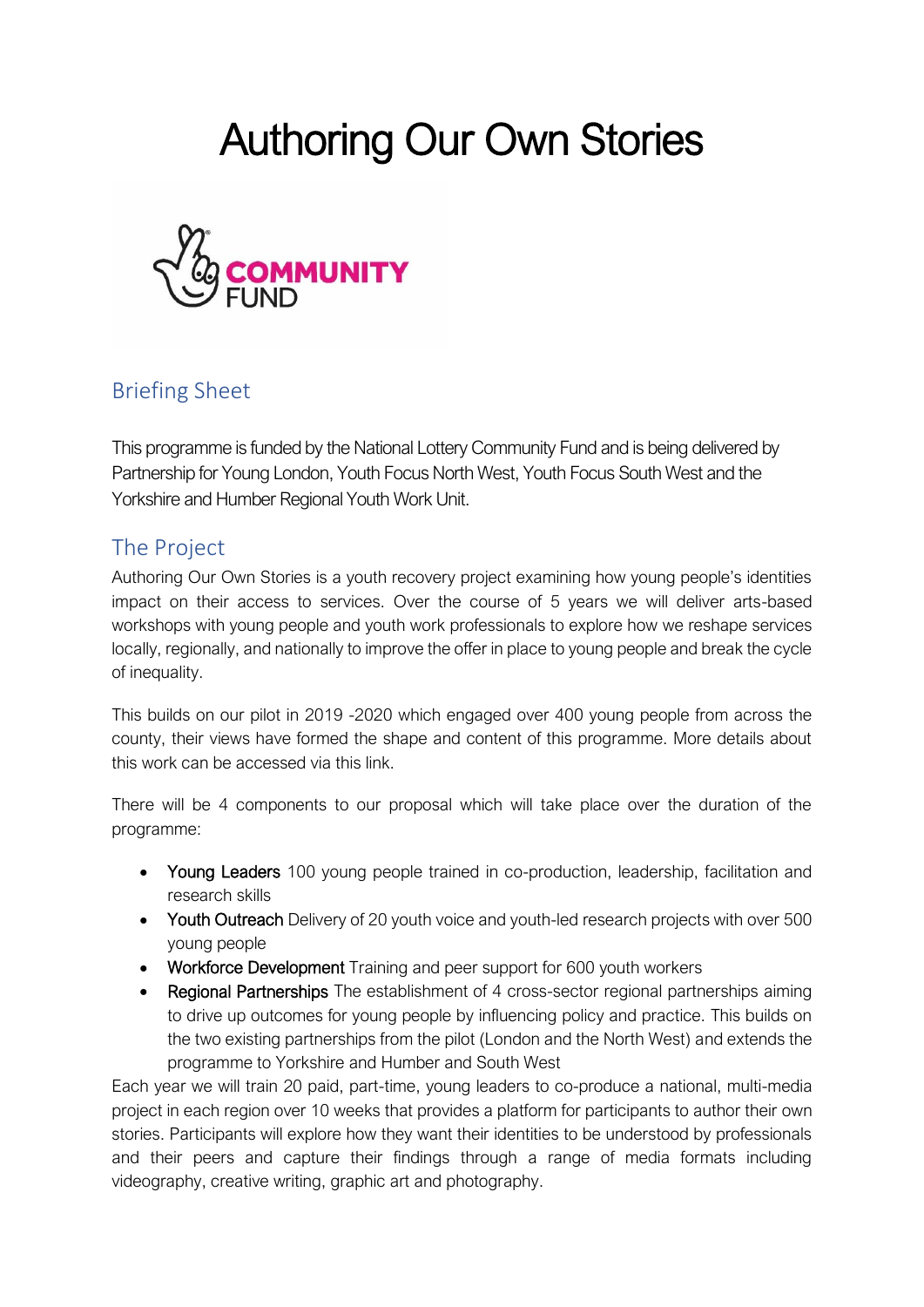# Authoring Our Own Stories

## Briefing Sheet

This programme is funded by the National Lottery Community Fund and is being delivered by Partnership for Young London, Youth Focus North West, Youth Focus South West and the Yorkshire and Humber Regional Youth Work Unit.

## The Project

Authoring Our Own Stories is a youth recovery project examining how young people's identities impact on their access to services. Over the course of 5 years we will deliver arts-based workshops with young people and youth work professionals to explore how we reshape services locally, regionally, and nationally to improve the offer in place to young people and break the cycle of inequality.

This builds on our pilot in 2019 -2020 which engaged over 400 young people from across the county, their views have formed the shape and content of this programme. More details about this work can be accessed via this link.

There will be 4 components to our proposal which will take place over the duration of the programme:

- Young Leaders 100 young people trained in co-production, leadership, facilitation and research skills
- Youth Outreach Delivery of 20 youth voice and youth-led research projects with over 500 young people
- Workforce Development Training and peer support for 600 youth workers
- Regional Partnerships The establishment of 4 cross-sector regional partnerships aiming to drive up outcomes for young people by influencing policy and practice. This builds on the two existing partnerships from the pilot (London and the North West) and extends the programme to Yorkshire and Humber and South West

Each year we will train 20 paid, part-time, young leaders to co-produce a national, multi-media project in each region over 10 weeks that provides a platform for participants to author their own stories. Participants will explore how they want their identities to be understood by professionals and their peers and capture their findings through a range of media formats including videography, creative writing, graphic art and photography.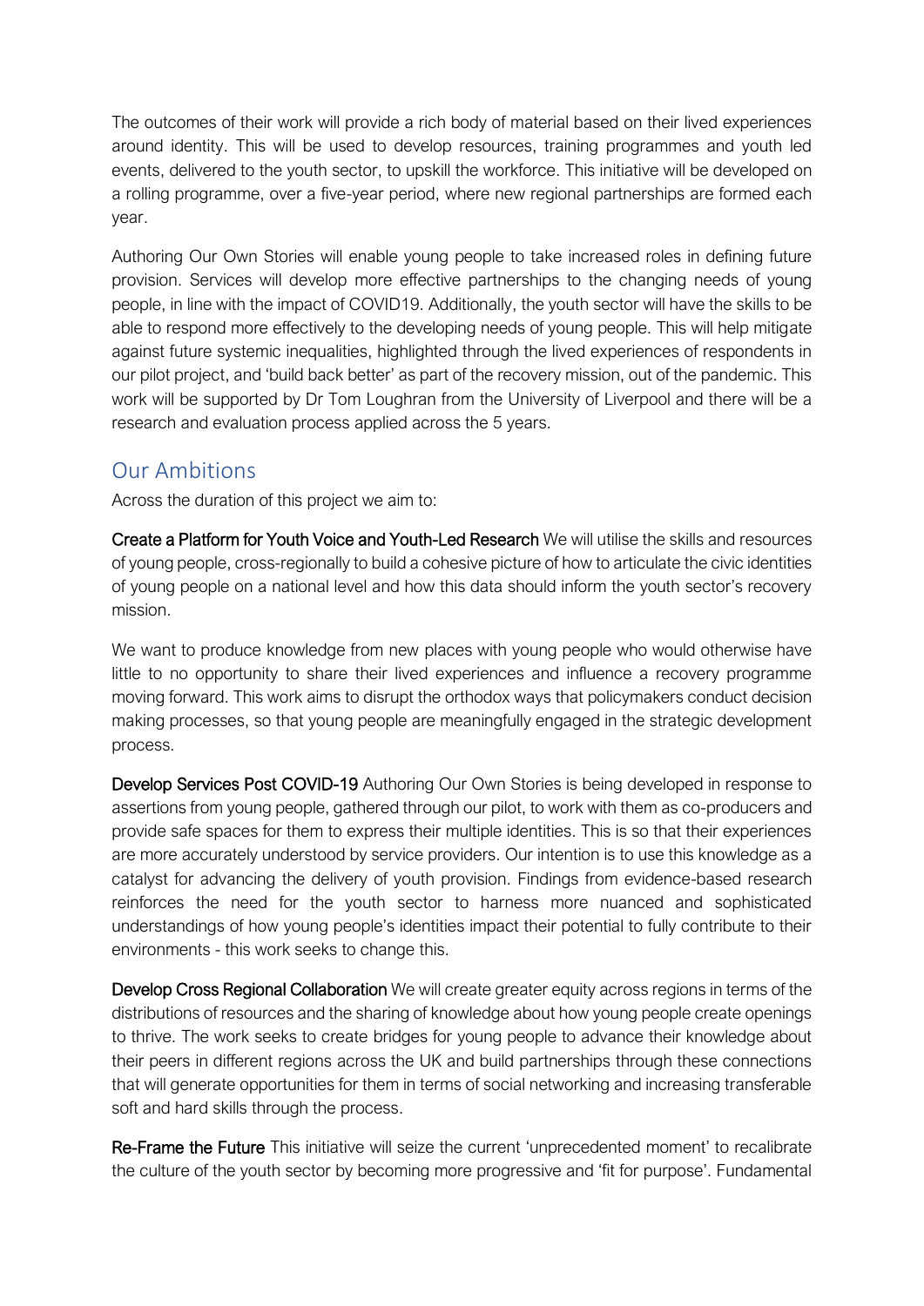The outcomes of their work will provide a rich body of material based on their lived experiences around identity. This will be used to develop resources, training programmes and youth led events, delivered to the youth sector, to upskill the workforce. This initiative will be developed on a rolling programme, over a five-year period, where new regional partnerships are formed each year.

Authoring Our Own Stories will enable young people to take increased roles in defining future provision. Services will develop more effective partnerships to the changing needs of young people, in line with the impact of COVID19. Additionally, the youth sector will have the skills to be able to respond more effectively to the developing needs of young people. This will help mitigate against future systemic inequalities, highlighted through the lived experiences of respondents in our pilot project, and 'build back better' as part of the recovery mission, out of the pandemic. This work will be supported by Dr Tom Loughran from the University of Liverpool and there will be a research and evaluation process applied across the 5 years.

## Our Ambitions

Across the duration of this project we aim to:

**Create a Platform for Youth Voice and Youth-Led Research** We will utilise the skills and resources of young people, cross-regionally to build a cohesive picture of how to articulate the civic identities of young people on a national level and how this data should inform the youth sector's recovery mission.

We want to produce knowledge from new places with young people who would otherwise have little to no opportunity to share their lived experiences and influence a recovery programme moving forward. This work aims to disrupt the orthodox ways that policymakers conduct decision making processes, so that young people are meaningfully engaged in the strategic development process.

**Develop Services Post COVID-19** Authoring Our Own Stories is being developed in response to assertions from young people, gathered through our pilot, to work with them as co-producers and provide safe spaces for them to express their multiple identities. This is so that their experiences are more accurately understood by service providers. Our intention is to use this knowledge as a catalyst for advancing the delivery of youth provision. Findings from evidence-based research reinforces the need for the youth sector to harness more nuanced and sophisticated understandings of how young people's identities impact their potential to fully contribute to their environments - this work seeks to change this.

**Develop Cross Regional Collaboration** We will create greater equity across regions in terms of the distributions of resources and the sharing of knowledge about how young people create openings to thrive. The work seeks to create bridges for young people to advance their knowledge about their peers in different regions across the UK and build partnerships through these connections that will generate opportunities for them in terms of social networking and increasing transferable soft and hard skills through the process.

**Re-Frame the Future** This initiative will seize the current 'unprecedented moment' to recalibrate the culture of the youth sector by becoming more progressive and 'fit for purpose'. Fundamental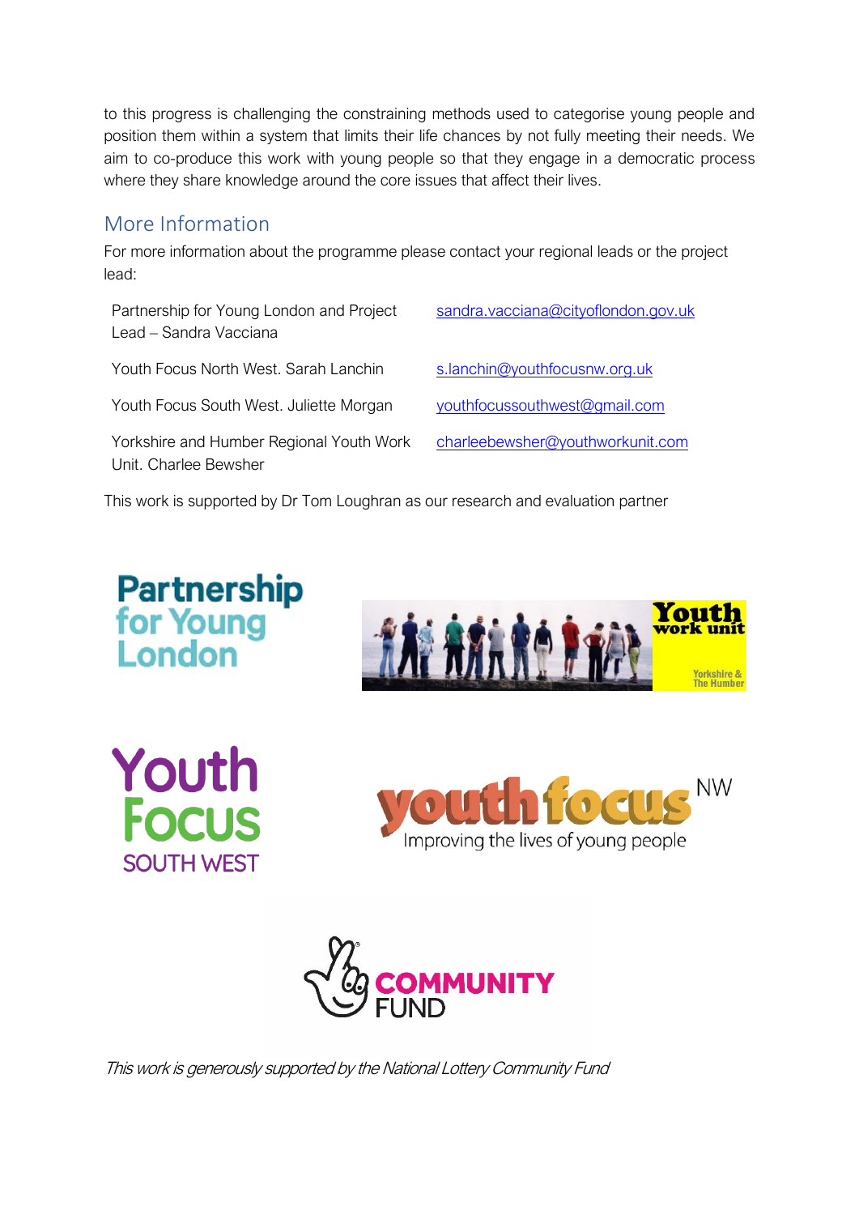to this progress is challenging the constraining methods used to categorise young people and position them within a system that limits their life chances by not fully meeting their needs. We aim to co-produce this work with young people so that they engage in a democratic process where they share knowledge around the core issues that affect their lives.

## More Information

For more information about the programme please contact your regional leads or the project lead:

| | |
|---|---|
| Partnership for Young London and Project Lead – Sandra Vacciana | sandra.vacciana@cityoflondon.gov.uk |
| Youth Focus North West. Sarah Lanchin | s.lanchin@youthfocusnw.org.uk |
| Youth Focus South West. Juliette Morgan | youthfocussouthwest@gmail.com |
| Yorkshire and Humber Regional Youth Work Unit. Charlee Bewsher | charleebewsher@youthworkunit.com |

This work is supported by Dr Tom Loughran as our research and evaluation partner

*This work is generously supported by the National Lottery Community Fund*